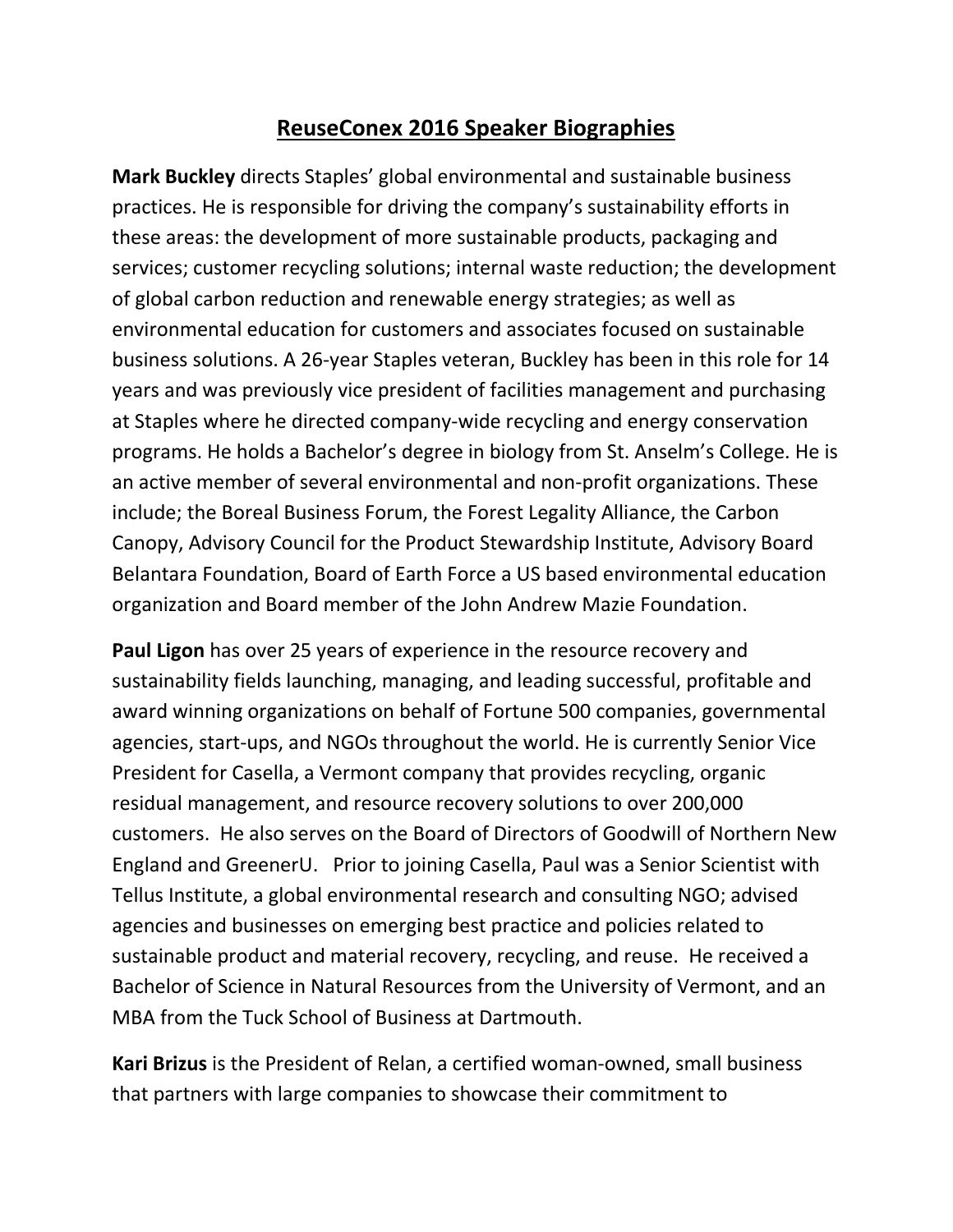# ReuseConex 2016 Speaker Biographies

**Mark Buckley** directs Staples' global environmental and sustainable business practices. He is responsible for driving the company's sustainability efforts in these areas: the development of more sustainable products, packaging and services; customer recycling solutions; internal waste reduction; the development of global carbon reduction and renewable energy strategies; as well as environmental education for customers and associates focused on sustainable business solutions. A 26-year Staples veteran, Buckley has been in this role for 14 years and was previously vice president of facilities management and purchasing at Staples where he directed company-wide recycling and energy conservation programs. He holds a Bachelor's degree in biology from St. Anselm's College. He is an active member of several environmental and non-profit organizations. These include; the Boreal Business Forum, the Forest Legality Alliance, the Carbon Canopy, Advisory Council for the Product Stewardship Institute, Advisory Board Belantara Foundation, Board of Earth Force a US based environmental education organization and Board member of the John Andrew Mazie Foundation.

**Paul Ligon** has over 25 years of experience in the resource recovery and sustainability fields launching, managing, and leading successful, profitable and award winning organizations on behalf of Fortune 500 companies, governmental agencies, start-ups, and NGOs throughout the world. He is currently Senior Vice President for Casella, a Vermont company that provides recycling, organic residual management, and resource recovery solutions to over 200,000 customers. He also serves on the Board of Directors of Goodwill of Northern New England and GreenerU. Prior to joining Casella, Paul was a Senior Scientist with Tellus Institute, a global environmental research and consulting NGO; advised agencies and businesses on emerging best practice and policies related to sustainable product and material recovery, recycling, and reuse. He received a Bachelor of Science in Natural Resources from the University of Vermont, and an MBA from the Tuck School of Business at Dartmouth.

**Kari Brizus** is the President of Relan, a certified woman-owned, small business that partners with large companies to showcase their commitment to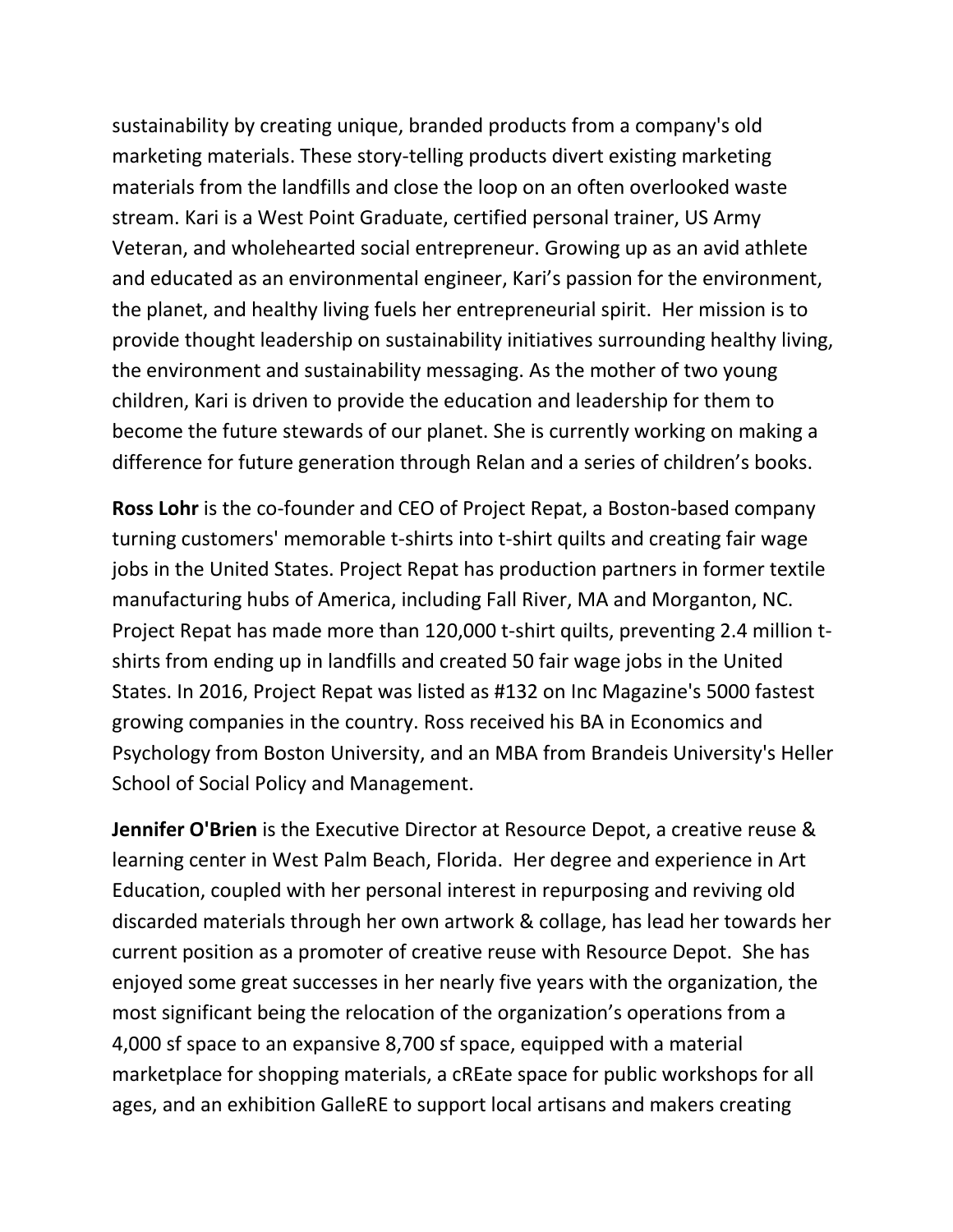sustainability by creating unique, branded products from a company's old marketing materials. These story-telling products divert existing marketing materials from the landfills and close the loop on an often overlooked waste stream. Kari is a West Point Graduate, certified personal trainer, US Army Veteran, and wholehearted social entrepreneur. Growing up as an avid athlete and educated as an environmental engineer, Kari's passion for the environment, the planet, and healthy living fuels her entrepreneurial spirit. Her mission is to provide thought leadership on sustainability initiatives surrounding healthy living, the environment and sustainability messaging. As the mother of two young children, Kari is driven to provide the education and leadership for them to become the future stewards of our planet. She is currently working on making a difference for future generation through Relan and a series of children's books.

**Ross Lohr** is the co-founder and CEO of Project Repat, a Boston-based company turning customers' memorable t-shirts into t-shirt quilts and creating fair wage jobs in the United States. Project Repat has production partners in former textile manufacturing hubs of America, including Fall River, MA and Morganton, NC. Project Repat has made more than 120,000 t-shirt quilts, preventing 2.4 million t-shirts from ending up in landfills and created 50 fair wage jobs in the United States. In 2016, Project Repat was listed as #132 on Inc Magazine's 5000 fastest growing companies in the country. Ross received his BA in Economics and Psychology from Boston University, and an MBA from Brandeis University's Heller School of Social Policy and Management.

**Jennifer O'Brien** is the Executive Director at Resource Depot, a creative reuse & learning center in West Palm Beach, Florida. Her degree and experience in Art Education, coupled with her personal interest in repurposing and reviving old discarded materials through her own artwork & collage, has lead her towards her current position as a promoter of creative reuse with Resource Depot. She has enjoyed some great successes in her nearly five years with the organization, the most significant being the relocation of the organization's operations from a 4,000 sf space to an expansive 8,700 sf space, equipped with a material marketplace for shopping materials, a cREate space for public workshops for all ages, and an exhibition GalleRE to support local artisans and makers creating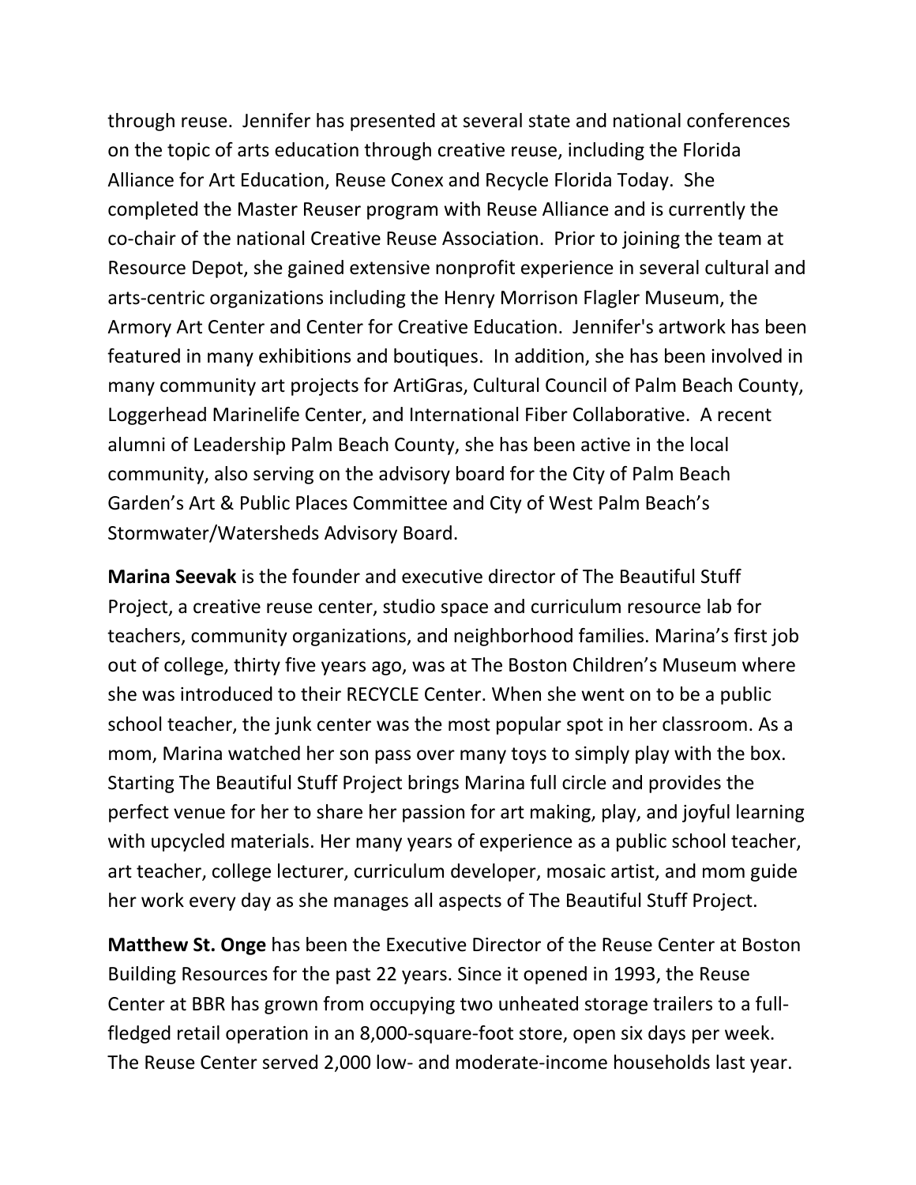through reuse. Jennifer has presented at several state and national conferences on the topic of arts education through creative reuse, including the Florida Alliance for Art Education, Reuse Conex and Recycle Florida Today. She completed the Master Reuser program with Reuse Alliance and is currently the co-chair of the national Creative Reuse Association. Prior to joining the team at Resource Depot, she gained extensive nonprofit experience in several cultural and arts-centric organizations including the Henry Morrison Flagler Museum, the Armory Art Center and Center for Creative Education. Jennifer's artwork has been featured in many exhibitions and boutiques. In addition, she has been involved in many community art projects for ArtiGras, Cultural Council of Palm Beach County, Loggerhead Marinelife Center, and International Fiber Collaborative. A recent alumni of Leadership Palm Beach County, she has been active in the local community, also serving on the advisory board for the City of Palm Beach Garden's Art & Public Places Committee and City of West Palm Beach's Stormwater/Watersheds Advisory Board.

**Marina Seevak** is the founder and executive director of The Beautiful Stuff Project, a creative reuse center, studio space and curriculum resource lab for teachers, community organizations, and neighborhood families. Marina's first job out of college, thirty five years ago, was at The Boston Children's Museum where she was introduced to their RECYCLE Center. When she went on to be a public school teacher, the junk center was the most popular spot in her classroom. As a mom, Marina watched her son pass over many toys to simply play with the box. Starting The Beautiful Stuff Project brings Marina full circle and provides the perfect venue for her to share her passion for art making, play, and joyful learning with upcycled materials. Her many years of experience as a public school teacher, art teacher, college lecturer, curriculum developer, mosaic artist, and mom guide her work every day as she manages all aspects of The Beautiful Stuff Project.

**Matthew St. Onge** has been the Executive Director of the Reuse Center at Boston Building Resources for the past 22 years. Since it opened in 1993, the Reuse Center at BBR has grown from occupying two unheated storage trailers to a full-fledged retail operation in an 8,000-square-foot store, open six days per week. The Reuse Center served 2,000 low- and moderate-income households last year.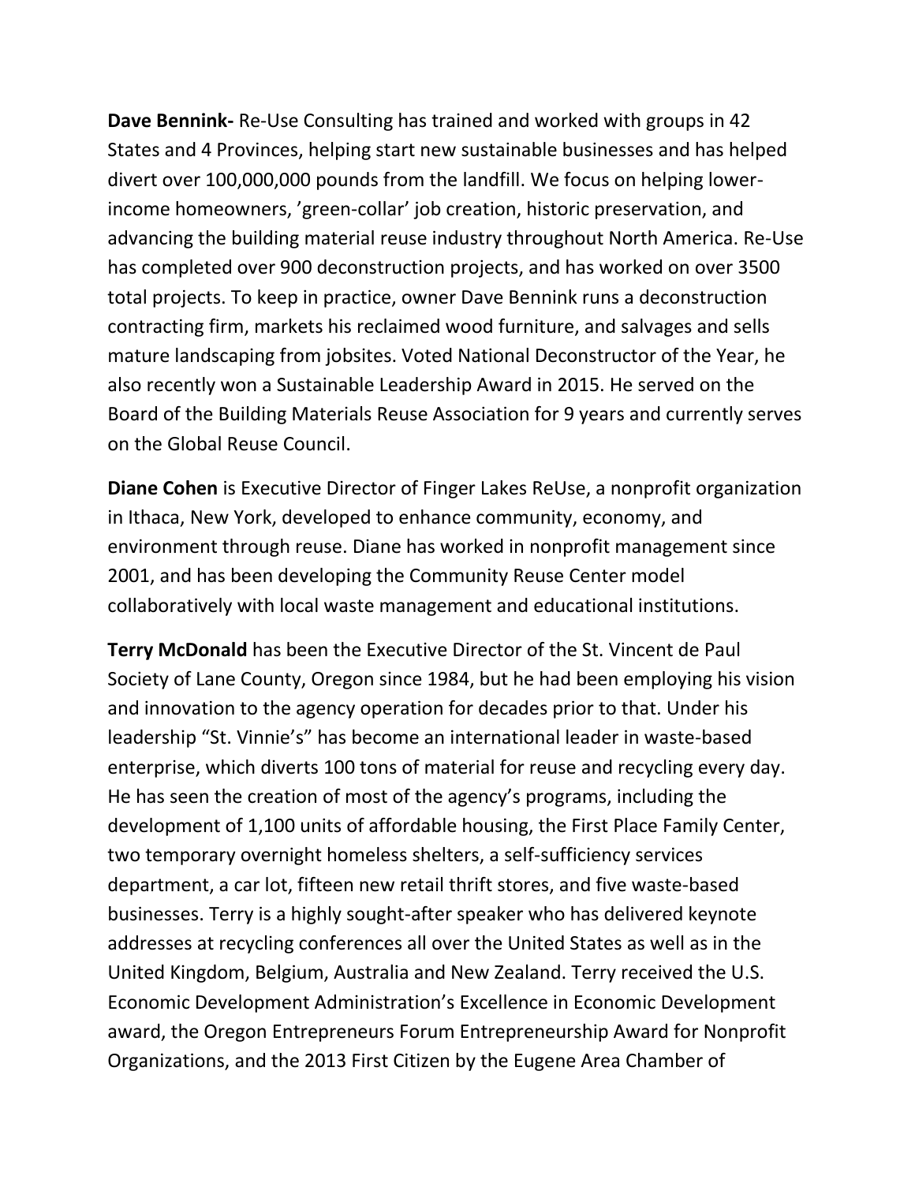**Dave Bennink-** Re-Use Consulting has trained and worked with groups in 42 States and 4 Provinces, helping start new sustainable businesses and has helped divert over 100,000,000 pounds from the landfill. We focus on helping lower-income homeowners, 'green-collar' job creation, historic preservation, and advancing the building material reuse industry throughout North America. Re-Use has completed over 900 deconstruction projects, and has worked on over 3500 total projects. To keep in practice, owner Dave Bennink runs a deconstruction contracting firm, markets his reclaimed wood furniture, and salvages and sells mature landscaping from jobsites. Voted National Deconstructor of the Year, he also recently won a Sustainable Leadership Award in 2015. He served on the Board of the Building Materials Reuse Association for 9 years and currently serves on the Global Reuse Council.

**Diane Cohen** is Executive Director of Finger Lakes ReUse, a nonprofit organization in Ithaca, New York, developed to enhance community, economy, and environment through reuse. Diane has worked in nonprofit management since 2001, and has been developing the Community Reuse Center model collaboratively with local waste management and educational institutions.

**Terry McDonald** has been the Executive Director of the St. Vincent de Paul Society of Lane County, Oregon since 1984, but he had been employing his vision and innovation to the agency operation for decades prior to that. Under his leadership "St. Vinnie's" has become an international leader in waste-based enterprise, which diverts 100 tons of material for reuse and recycling every day. He has seen the creation of most of the agency's programs, including the development of 1,100 units of affordable housing, the First Place Family Center, two temporary overnight homeless shelters, a self-sufficiency services department, a car lot, fifteen new retail thrift stores, and five waste-based businesses. Terry is a highly sought-after speaker who has delivered keynote addresses at recycling conferences all over the United States as well as in the United Kingdom, Belgium, Australia and New Zealand. Terry received the U.S. Economic Development Administration's Excellence in Economic Development award, the Oregon Entrepreneurs Forum Entrepreneurship Award for Nonprofit Organizations, and the 2013 First Citizen by the Eugene Area Chamber of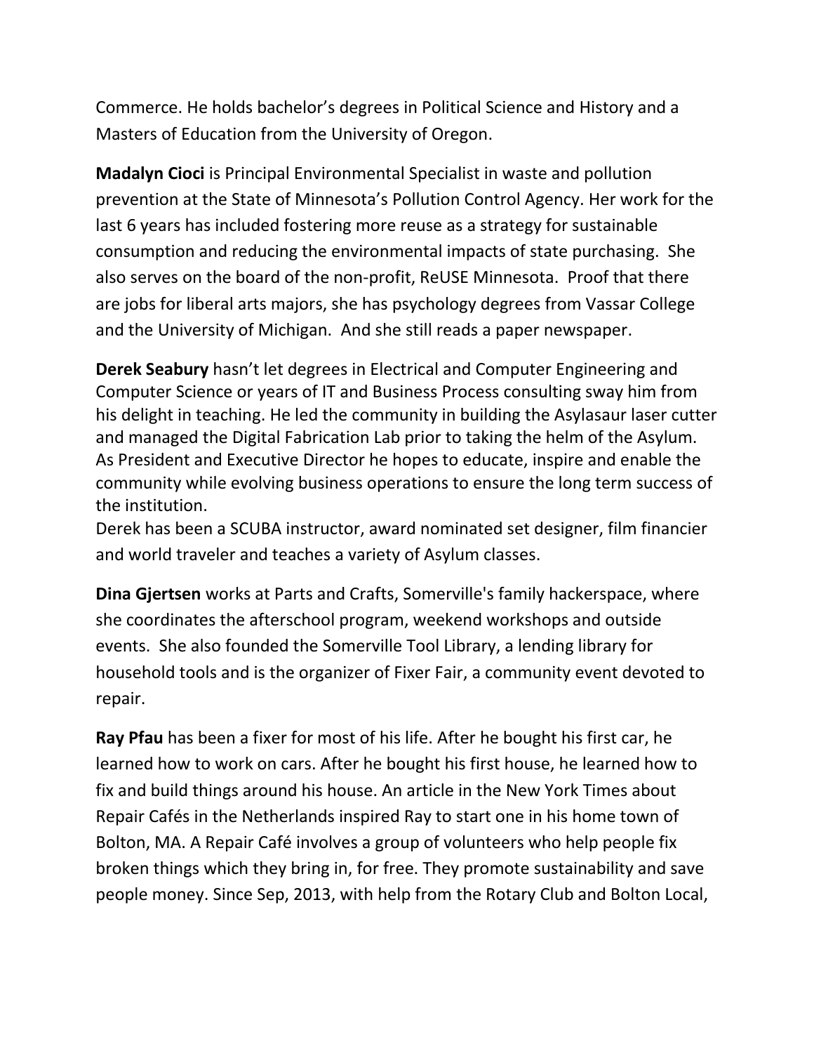Commerce. He holds bachelor's degrees in Political Science and History and a Masters of Education from the University of Oregon.

**Madalyn Cioci** is Principal Environmental Specialist in waste and pollution prevention at the State of Minnesota's Pollution Control Agency. Her work for the last 6 years has included fostering more reuse as a strategy for sustainable consumption and reducing the environmental impacts of state purchasing. She also serves on the board of the non-profit, ReUSE Minnesota. Proof that there are jobs for liberal arts majors, she has psychology degrees from Vassar College and the University of Michigan. And she still reads a paper newspaper.

**Derek Seabury** hasn't let degrees in Electrical and Computer Engineering and Computer Science or years of IT and Business Process consulting sway him from his delight in teaching. He led the community in building the Asylasaur laser cutter and managed the Digital Fabrication Lab prior to taking the helm of the Asylum. As President and Executive Director he hopes to educate, inspire and enable the community while evolving business operations to ensure the long term success of the institution.
Derek has been a SCUBA instructor, award nominated set designer, film financier and world traveler and teaches a variety of Asylum classes.

**Dina Gjertsen** works at Parts and Crafts, Somerville's family hackerspace, where she coordinates the afterschool program, weekend workshops and outside events. She also founded the Somerville Tool Library, a lending library for household tools and is the organizer of Fixer Fair, a community event devoted to repair.

**Ray Pfau** has been a fixer for most of his life. After he bought his first car, he learned how to work on cars. After he bought his first house, he learned how to fix and build things around his house. An article in the New York Times about Repair Cafés in the Netherlands inspired Ray to start one in his home town of Bolton, MA. A Repair Café involves a group of volunteers who help people fix broken things which they bring in, for free. They promote sustainability and save people money. Since Sep, 2013, with help from the Rotary Club and Bolton Local,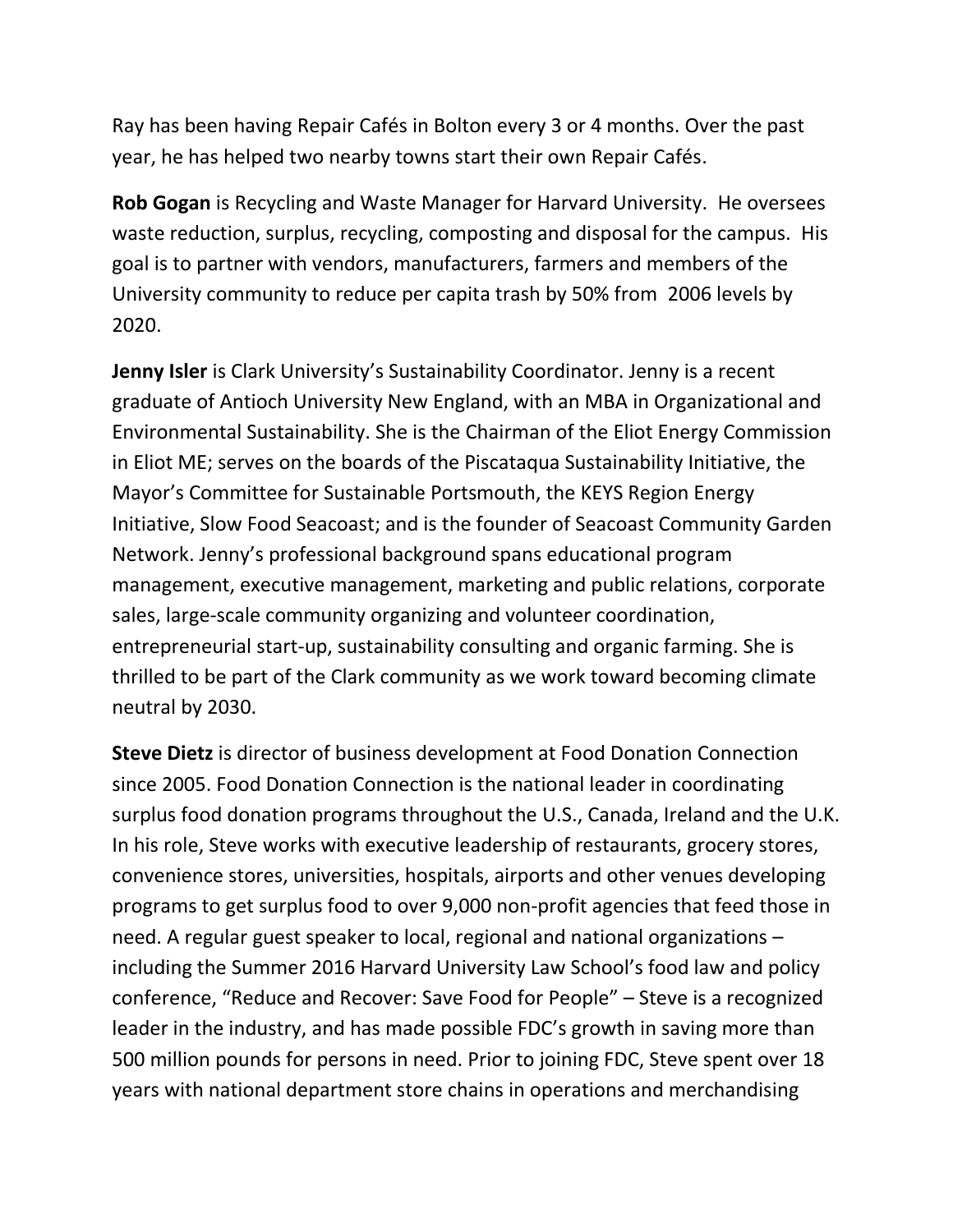Ray has been having Repair Cafés in Bolton every 3 or 4 months. Over the past year, he has helped two nearby towns start their own Repair Cafés.

**Rob Gogan** is Recycling and Waste Manager for Harvard University. He oversees waste reduction, surplus, recycling, composting and disposal for the campus. His goal is to partner with vendors, manufacturers, farmers and members of the University community to reduce per capita trash by 50% from 2006 levels by 2020.

**Jenny Isler** is Clark University's Sustainability Coordinator. Jenny is a recent graduate of Antioch University New England, with an MBA in Organizational and Environmental Sustainability. She is the Chairman of the Eliot Energy Commission in Eliot ME; serves on the boards of the Piscataqua Sustainability Initiative, the Mayor's Committee for Sustainable Portsmouth, the KEYS Region Energy Initiative, Slow Food Seacoast; and is the founder of Seacoast Community Garden Network. Jenny's professional background spans educational program management, executive management, marketing and public relations, corporate sales, large-scale community organizing and volunteer coordination, entrepreneurial start-up, sustainability consulting and organic farming. She is thrilled to be part of the Clark community as we work toward becoming climate neutral by 2030.

**Steve Dietz** is director of business development at Food Donation Connection since 2005. Food Donation Connection is the national leader in coordinating surplus food donation programs throughout the U.S., Canada, Ireland and the U.K. In his role, Steve works with executive leadership of restaurants, grocery stores, convenience stores, universities, hospitals, airports and other venues developing programs to get surplus food to over 9,000 non-profit agencies that feed those in need. A regular guest speaker to local, regional and national organizations – including the Summer 2016 Harvard University Law School's food law and policy conference, "Reduce and Recover: Save Food for People" – Steve is a recognized leader in the industry, and has made possible FDC's growth in saving more than 500 million pounds for persons in need. Prior to joining FDC, Steve spent over 18 years with national department store chains in operations and merchandising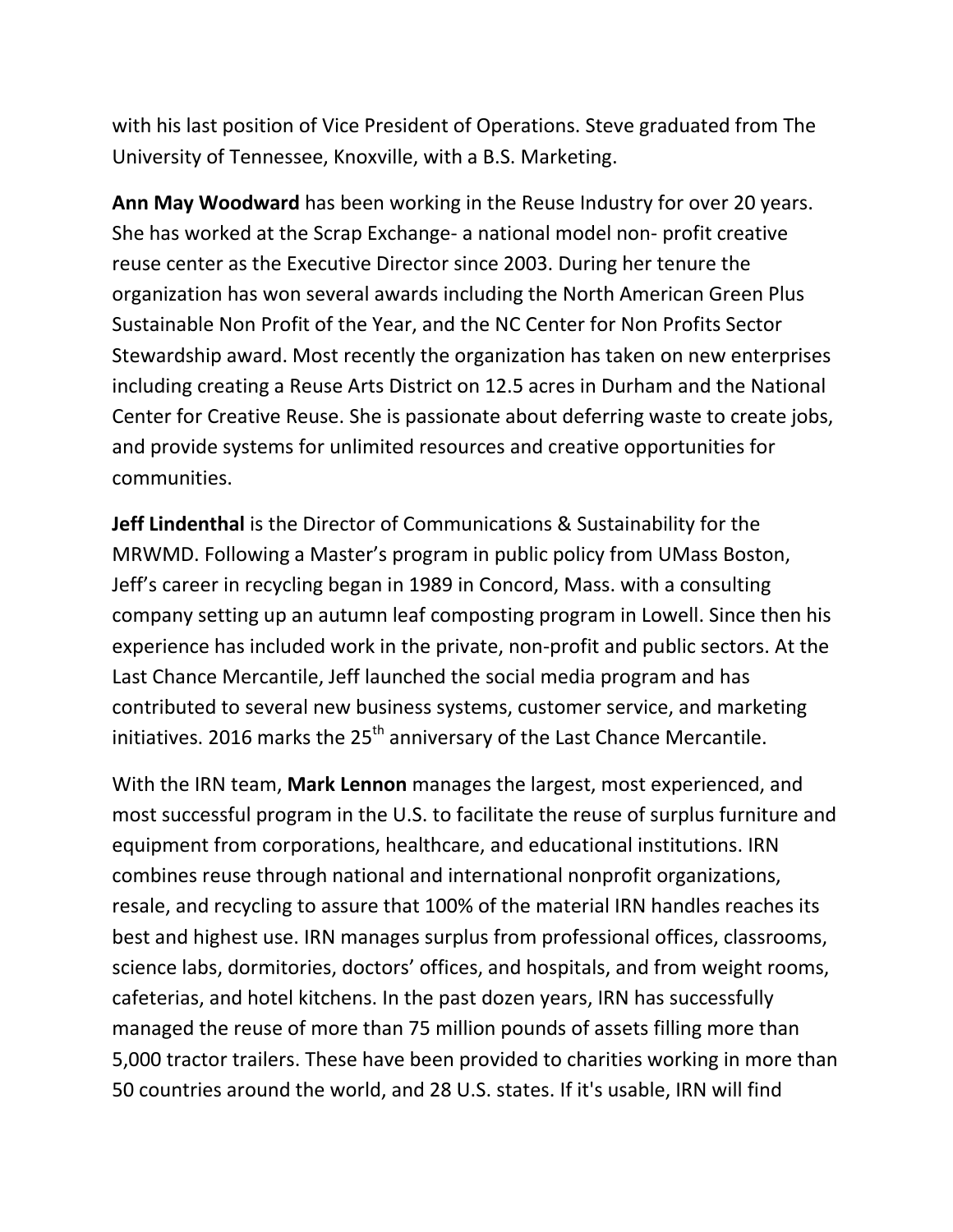with his last position of Vice President of Operations. Steve graduated from The University of Tennessee, Knoxville, with a B.S. Marketing.

**Ann May Woodward** has been working in the Reuse Industry for over 20 years. She has worked at the Scrap Exchange- a national model non- profit creative reuse center as the Executive Director since 2003. During her tenure the organization has won several awards including the North American Green Plus Sustainable Non Profit of the Year, and the NC Center for Non Profits Sector Stewardship award. Most recently the organization has taken on new enterprises including creating a Reuse Arts District on 12.5 acres in Durham and the National Center for Creative Reuse. She is passionate about deferring waste to create jobs, and provide systems for unlimited resources and creative opportunities for communities.

**Jeff Lindenthal** is the Director of Communications & Sustainability for the MRWMD. Following a Master's program in public policy from UMass Boston, Jeff's career in recycling began in 1989 in Concord, Mass. with a consulting company setting up an autumn leaf composting program in Lowell. Since then his experience has included work in the private, non-profit and public sectors. At the Last Chance Mercantile, Jeff launched the social media program and has contributed to several new business systems, customer service, and marketing initiatives. 2016 marks the 25th anniversary of the Last Chance Mercantile.

With the IRN team, **Mark Lennon** manages the largest, most experienced, and most successful program in the U.S. to facilitate the reuse of surplus furniture and equipment from corporations, healthcare, and educational institutions. IRN combines reuse through national and international nonprofit organizations, resale, and recycling to assure that 100% of the material IRN handles reaches its best and highest use. IRN manages surplus from professional offices, classrooms, science labs, dormitories, doctors' offices, and hospitals, and from weight rooms, cafeterias, and hotel kitchens. In the past dozen years, IRN has successfully managed the reuse of more than 75 million pounds of assets filling more than 5,000 tractor trailers. These have been provided to charities working in more than 50 countries around the world, and 28 U.S. states. If it's usable, IRN will find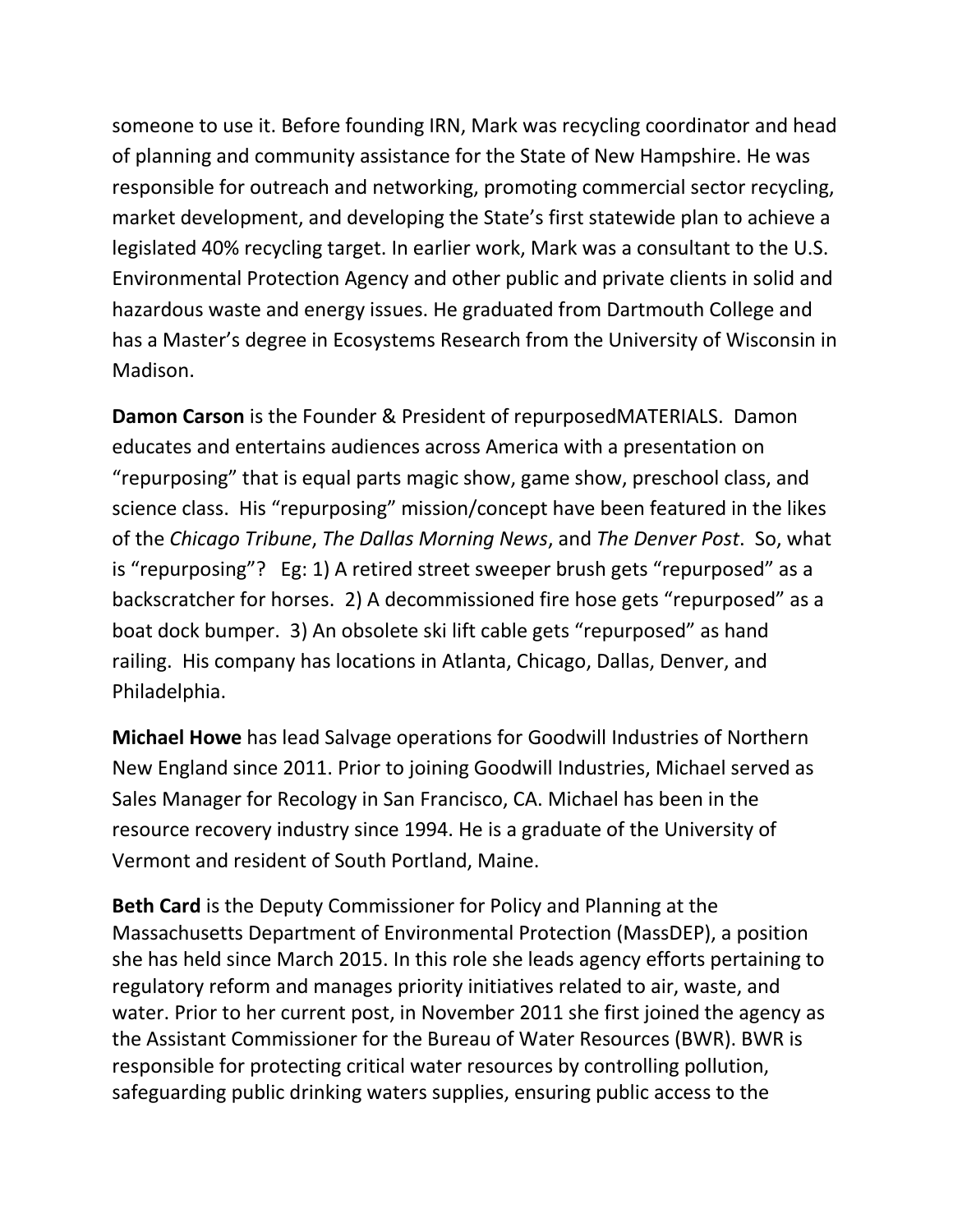someone to use it. Before founding IRN, Mark was recycling coordinator and head of planning and community assistance for the State of New Hampshire. He was responsible for outreach and networking, promoting commercial sector recycling, market development, and developing the State's first statewide plan to achieve a legislated 40% recycling target. In earlier work, Mark was a consultant to the U.S. Environmental Protection Agency and other public and private clients in solid and hazardous waste and energy issues. He graduated from Dartmouth College and has a Master's degree in Ecosystems Research from the University of Wisconsin in Madison.

**Damon Carson** is the Founder & President of repurposedMATERIALS. Damon educates and entertains audiences across America with a presentation on "repurposing" that is equal parts magic show, game show, preschool class, and science class. His "repurposing" mission/concept have been featured in the likes of the *Chicago Tribune*, *The Dallas Morning News*, and *The Denver Post*. So, what is "repurposing"? Eg: 1) A retired street sweeper brush gets "repurposed" as a backscratcher for horses. 2) A decommissioned fire hose gets "repurposed" as a boat dock bumper. 3) An obsolete ski lift cable gets "repurposed" as hand railing. His company has locations in Atlanta, Chicago, Dallas, Denver, and Philadelphia.

**Michael Howe** has lead Salvage operations for Goodwill Industries of Northern New England since 2011. Prior to joining Goodwill Industries, Michael served as Sales Manager for Recology in San Francisco, CA. Michael has been in the resource recovery industry since 1994. He is a graduate of the University of Vermont and resident of South Portland, Maine.

**Beth Card** is the Deputy Commissioner for Policy and Planning at the Massachusetts Department of Environmental Protection (MassDEP), a position she has held since March 2015. In this role she leads agency efforts pertaining to regulatory reform and manages priority initiatives related to air, waste, and water. Prior to her current post, in November 2011 she first joined the agency as the Assistant Commissioner for the Bureau of Water Resources (BWR). BWR is responsible for protecting critical water resources by controlling pollution, safeguarding public drinking waters supplies, ensuring public access to the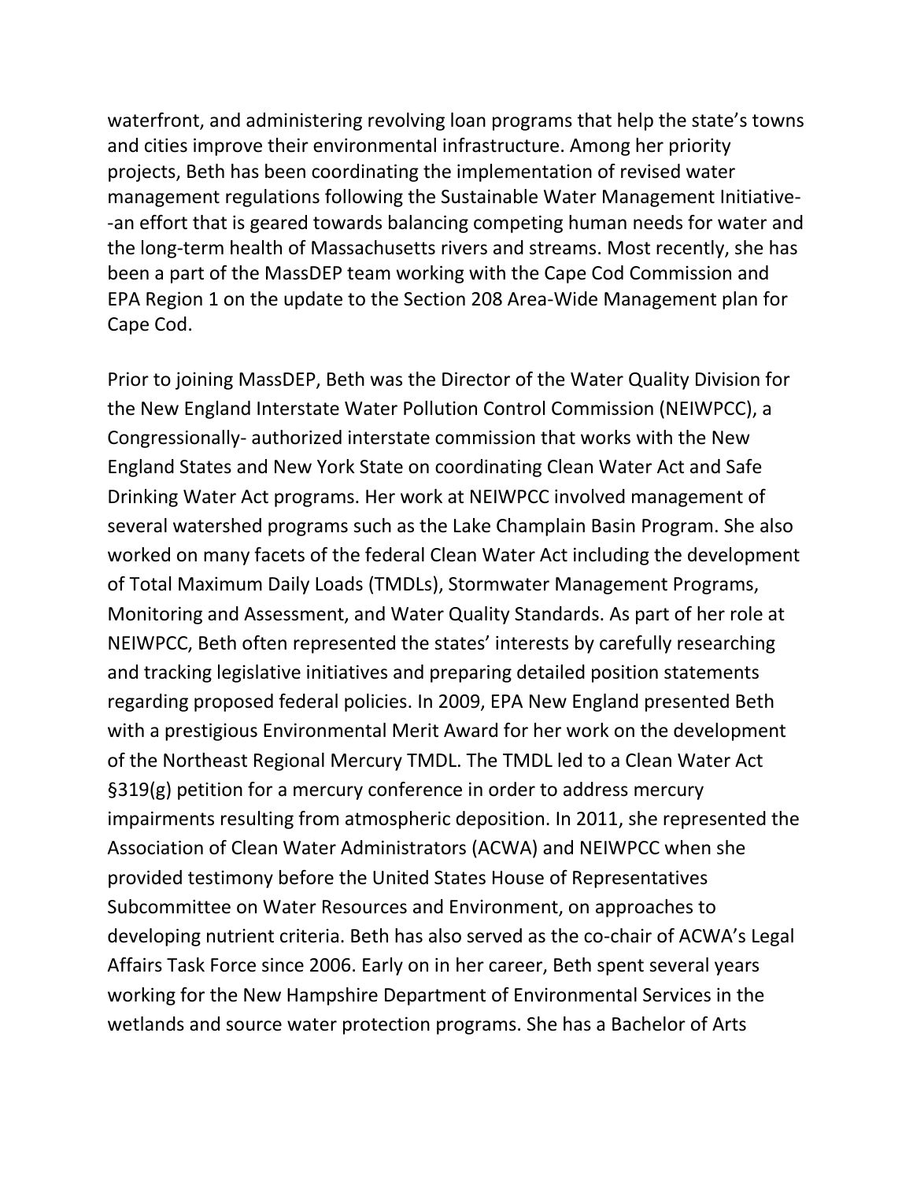waterfront, and administering revolving loan programs that help the state's towns and cities improve their environmental infrastructure. Among her priority projects, Beth has been coordinating the implementation of revised water management regulations following the Sustainable Water Management Initiative--an effort that is geared towards balancing competing human needs for water and the long-term health of Massachusetts rivers and streams. Most recently, she has been a part of the MassDEP team working with the Cape Cod Commission and EPA Region 1 on the update to the Section 208 Area-Wide Management plan for Cape Cod.

Prior to joining MassDEP, Beth was the Director of the Water Quality Division for the New England Interstate Water Pollution Control Commission (NEIWPCC), a Congressionally- authorized interstate commission that works with the New England States and New York State on coordinating Clean Water Act and Safe Drinking Water Act programs. Her work at NEIWPCC involved management of several watershed programs such as the Lake Champlain Basin Program. She also worked on many facets of the federal Clean Water Act including the development of Total Maximum Daily Loads (TMDLs), Stormwater Management Programs, Monitoring and Assessment, and Water Quality Standards. As part of her role at NEIWPCC, Beth often represented the states' interests by carefully researching and tracking legislative initiatives and preparing detailed position statements regarding proposed federal policies. In 2009, EPA New England presented Beth with a prestigious Environmental Merit Award for her work on the development of the Northeast Regional Mercury TMDL. The TMDL led to a Clean Water Act §319(g) petition for a mercury conference in order to address mercury impairments resulting from atmospheric deposition. In 2011, she represented the Association of Clean Water Administrators (ACWA) and NEIWPCC when she provided testimony before the United States House of Representatives Subcommittee on Water Resources and Environment, on approaches to developing nutrient criteria. Beth has also served as the co-chair of ACWA's Legal Affairs Task Force since 2006. Early on in her career, Beth spent several years working for the New Hampshire Department of Environmental Services in the wetlands and source water protection programs. She has a Bachelor of Arts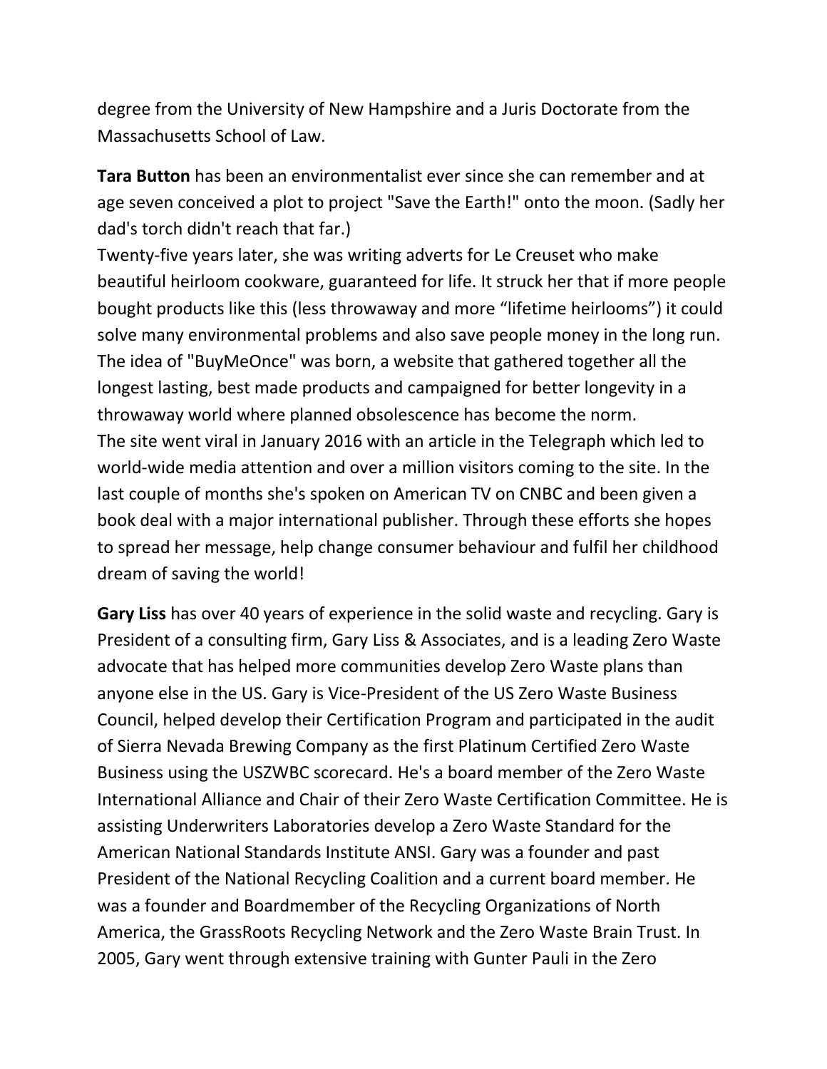degree from the University of New Hampshire and a Juris Doctorate from the Massachusetts School of Law.

**Tara Button** has been an environmentalist ever since she can remember and at age seven conceived a plot to project "Save the Earth!" onto the moon. (Sadly her dad's torch didn't reach that far.)

Twenty-five years later, she was writing adverts for Le Creuset who make beautiful heirloom cookware, guaranteed for life. It struck her that if more people bought products like this (less throwaway and more “lifetime heirlooms”) it could solve many environmental problems and also save people money in the long run. The idea of "BuyMeOnce" was born, a website that gathered together all the longest lasting, best made products and campaigned for better longevity in a throwaway world where planned obsolescence has become the norm.

The site went viral in January 2016 with an article in the Telegraph which led to world-wide media attention and over a million visitors coming to the site. In the last couple of months she's spoken on American TV on CNBC and been given a book deal with a major international publisher. Through these efforts she hopes to spread her message, help change consumer behaviour and fulfil her childhood dream of saving the world!

**Gary Liss** has over 40 years of experience in the solid waste and recycling. Gary is President of a consulting firm, Gary Liss & Associates, and is a leading Zero Waste advocate that has helped more communities develop Zero Waste plans than anyone else in the US. Gary is Vice-President of the US Zero Waste Business Council, helped develop their Certification Program and participated in the audit of Sierra Nevada Brewing Company as the first Platinum Certified Zero Waste Business using the USZWBC scorecard. He's a board member of the Zero Waste International Alliance and Chair of their Zero Waste Certification Committee. He is assisting Underwriters Laboratories develop a Zero Waste Standard for the American National Standards Institute ANSI. Gary was a founder and past President of the National Recycling Coalition and a current board member. He was a founder and Boardmember of the Recycling Organizations of North America, the GrassRoots Recycling Network and the Zero Waste Brain Trust. In 2005, Gary went through extensive training with Gunter Pauli in the Zero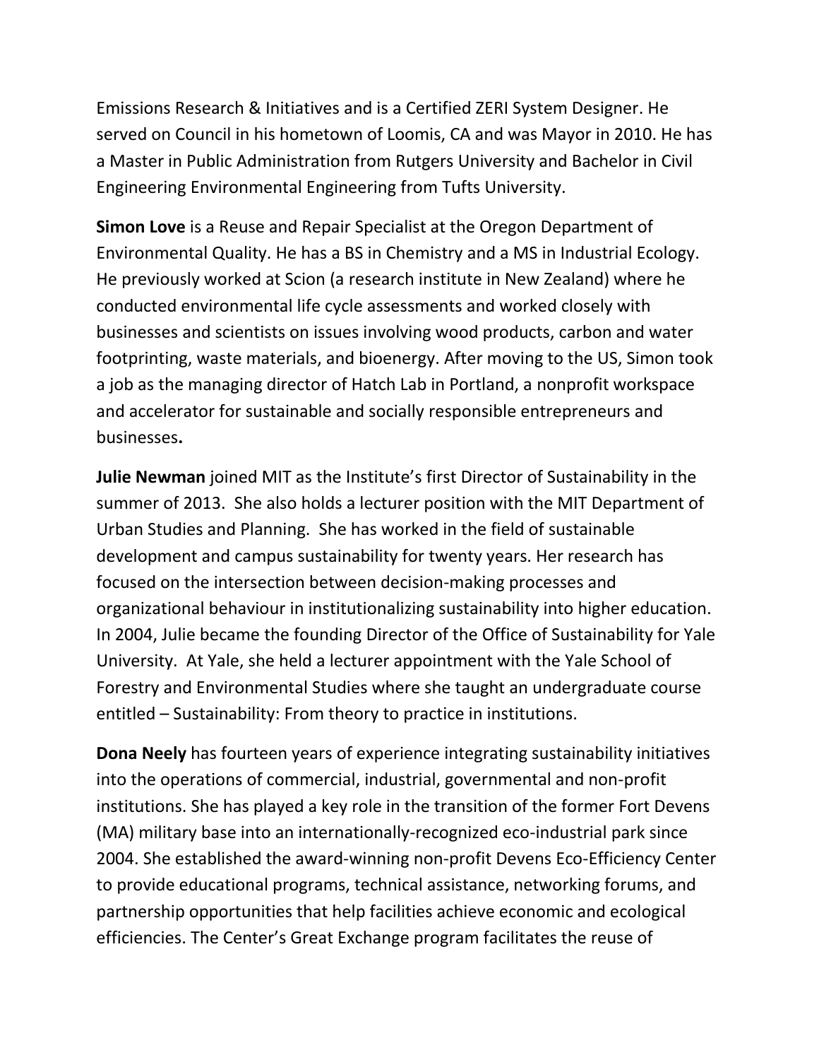Emissions Research & Initiatives and is a Certified ZERI System Designer. He served on Council in his hometown of Loomis, CA and was Mayor in 2010. He has a Master in Public Administration from Rutgers University and Bachelor in Civil Engineering Environmental Engineering from Tufts University.

**Simon Love** is a Reuse and Repair Specialist at the Oregon Department of Environmental Quality. He has a BS in Chemistry and a MS in Industrial Ecology. He previously worked at Scion (a research institute in New Zealand) where he conducted environmental life cycle assessments and worked closely with businesses and scientists on issues involving wood products, carbon and water footprinting, waste materials, and bioenergy. After moving to the US, Simon took a job as the managing director of Hatch Lab in Portland, a nonprofit workspace and accelerator for sustainable and socially responsible entrepreneurs and businesses**.**

**Julie Newman** joined MIT as the Institute's first Director of Sustainability in the summer of 2013. She also holds a lecturer position with the MIT Department of Urban Studies and Planning. She has worked in the field of sustainable development and campus sustainability for twenty years. Her research has focused on the intersection between decision-making processes and organizational behaviour in institutionalizing sustainability into higher education. In 2004, Julie became the founding Director of the Office of Sustainability for Yale University. At Yale, she held a lecturer appointment with the Yale School of Forestry and Environmental Studies where she taught an undergraduate course entitled – Sustainability: From theory to practice in institutions.

**Dona Neely** has fourteen years of experience integrating sustainability initiatives into the operations of commercial, industrial, governmental and non-profit institutions. She has played a key role in the transition of the former Fort Devens (MA) military base into an internationally-recognized eco-industrial park since 2004. She established the award-winning non-profit Devens Eco-Efficiency Center to provide educational programs, technical assistance, networking forums, and partnership opportunities that help facilities achieve economic and ecological efficiencies. The Center's Great Exchange program facilitates the reuse of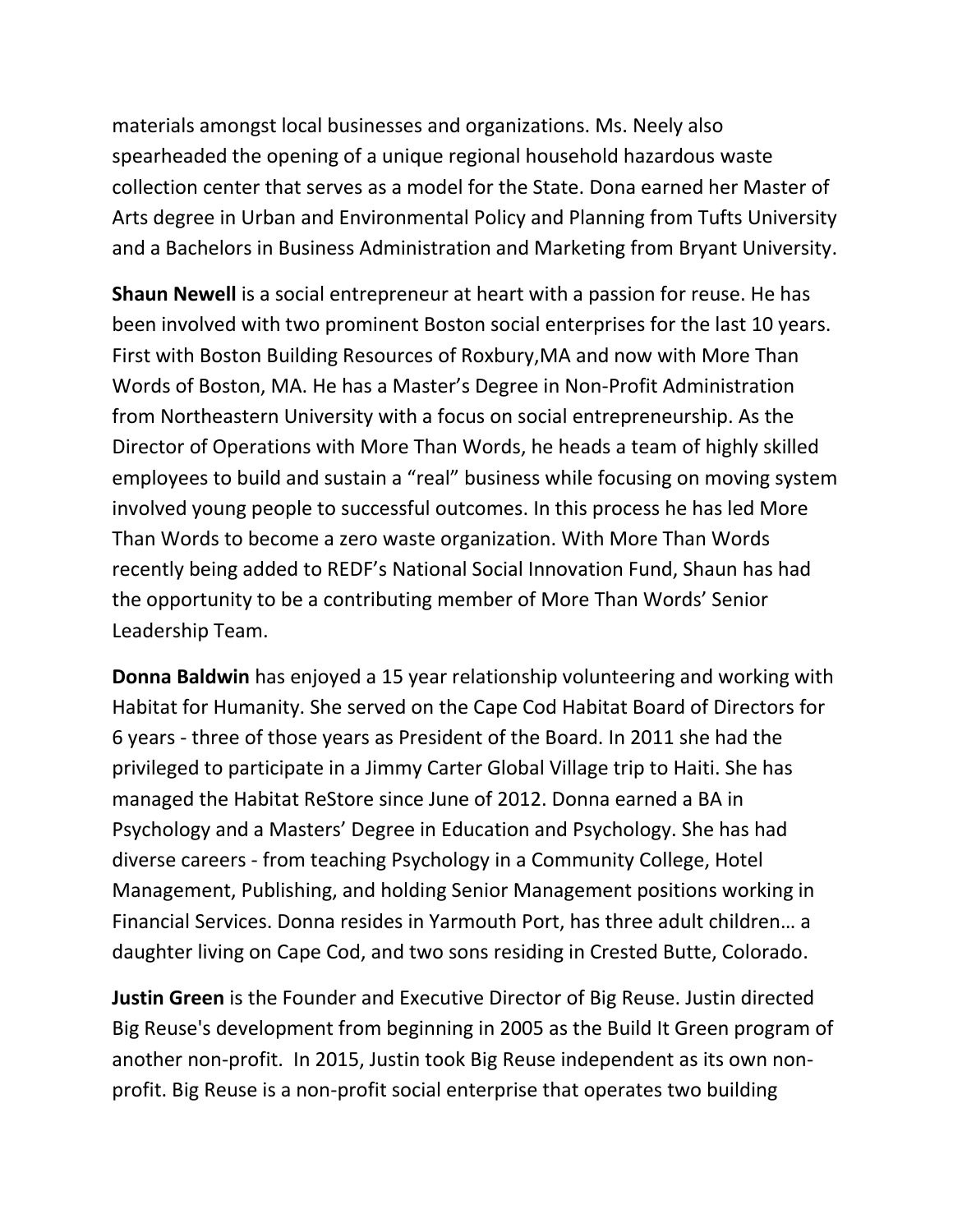materials amongst local businesses and organizations. Ms. Neely also spearheaded the opening of a unique regional household hazardous waste collection center that serves as a model for the State. Dona earned her Master of Arts degree in Urban and Environmental Policy and Planning from Tufts University and a Bachelors in Business Administration and Marketing from Bryant University.

**Shaun Newell** is a social entrepreneur at heart with a passion for reuse. He has been involved with two prominent Boston social enterprises for the last 10 years. First with Boston Building Resources of Roxbury,MA and now with More Than Words of Boston, MA. He has a Master's Degree in Non-Profit Administration from Northeastern University with a focus on social entrepreneurship. As the Director of Operations with More Than Words, he heads a team of highly skilled employees to build and sustain a "real" business while focusing on moving system involved young people to successful outcomes. In this process he has led More Than Words to become a zero waste organization. With More Than Words recently being added to REDF's National Social Innovation Fund, Shaun has had the opportunity to be a contributing member of More Than Words' Senior Leadership Team.

**Donna Baldwin** has enjoyed a 15 year relationship volunteering and working with Habitat for Humanity. She served on the Cape Cod Habitat Board of Directors for 6 years - three of those years as President of the Board. In 2011 she had the privileged to participate in a Jimmy Carter Global Village trip to Haiti. She has managed the Habitat ReStore since June of 2012. Donna earned a BA in Psychology and a Masters' Degree in Education and Psychology. She has had diverse careers - from teaching Psychology in a Community College, Hotel Management, Publishing, and holding Senior Management positions working in Financial Services. Donna resides in Yarmouth Port, has three adult children… a daughter living on Cape Cod, and two sons residing in Crested Butte, Colorado.

**Justin Green** is the Founder and Executive Director of Big Reuse. Justin directed Big Reuse's development from beginning in 2005 as the Build It Green program of another non-profit. In 2015, Justin took Big Reuse independent as its own non-profit. Big Reuse is a non-profit social enterprise that operates two building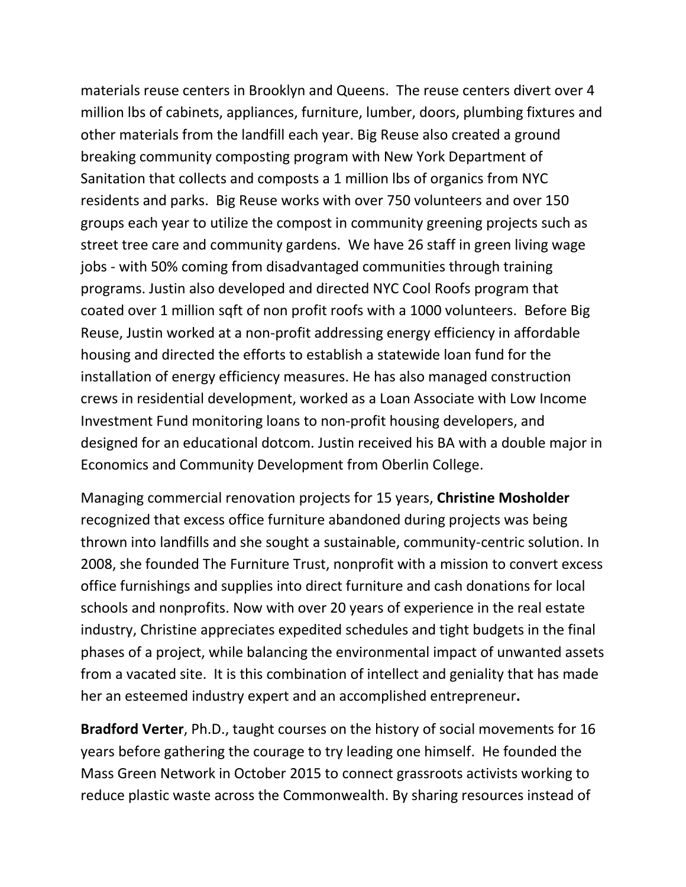materials reuse centers in Brooklyn and Queens. The reuse centers divert over 4 million lbs of cabinets, appliances, furniture, lumber, doors, plumbing fixtures and other materials from the landfill each year. Big Reuse also created a ground breaking community composting program with New York Department of Sanitation that collects and composts a 1 million lbs of organics from NYC residents and parks. Big Reuse works with over 750 volunteers and over 150 groups each year to utilize the compost in community greening projects such as street tree care and community gardens. We have 26 staff in green living wage jobs - with 50% coming from disadvantaged communities through training programs. Justin also developed and directed NYC Cool Roofs program that coated over 1 million sqft of non profit roofs with a 1000 volunteers. Before Big Reuse, Justin worked at a non-profit addressing energy efficiency in affordable housing and directed the efforts to establish a statewide loan fund for the installation of energy efficiency measures. He has also managed construction crews in residential development, worked as a Loan Associate with Low Income Investment Fund monitoring loans to non-profit housing developers, and designed for an educational dotcom. Justin received his BA with a double major in Economics and Community Development from Oberlin College.

Managing commercial renovation projects for 15 years, **Christine Mosholder** recognized that excess office furniture abandoned during projects was being thrown into landfills and she sought a sustainable, community-centric solution. In 2008, she founded The Furniture Trust, nonprofit with a mission to convert excess office furnishings and supplies into direct furniture and cash donations for local schools and nonprofits. Now with over 20 years of experience in the real estate industry, Christine appreciates expedited schedules and tight budgets in the final phases of a project, while balancing the environmental impact of unwanted assets from a vacated site. It is this combination of intellect and geniality that has made her an esteemed industry expert and an accomplished entrepreneur**.**

**Bradford Verter**, Ph.D., taught courses on the history of social movements for 16 years before gathering the courage to try leading one himself. He founded the Mass Green Network in October 2015 to connect grassroots activists working to reduce plastic waste across the Commonwealth. By sharing resources instead of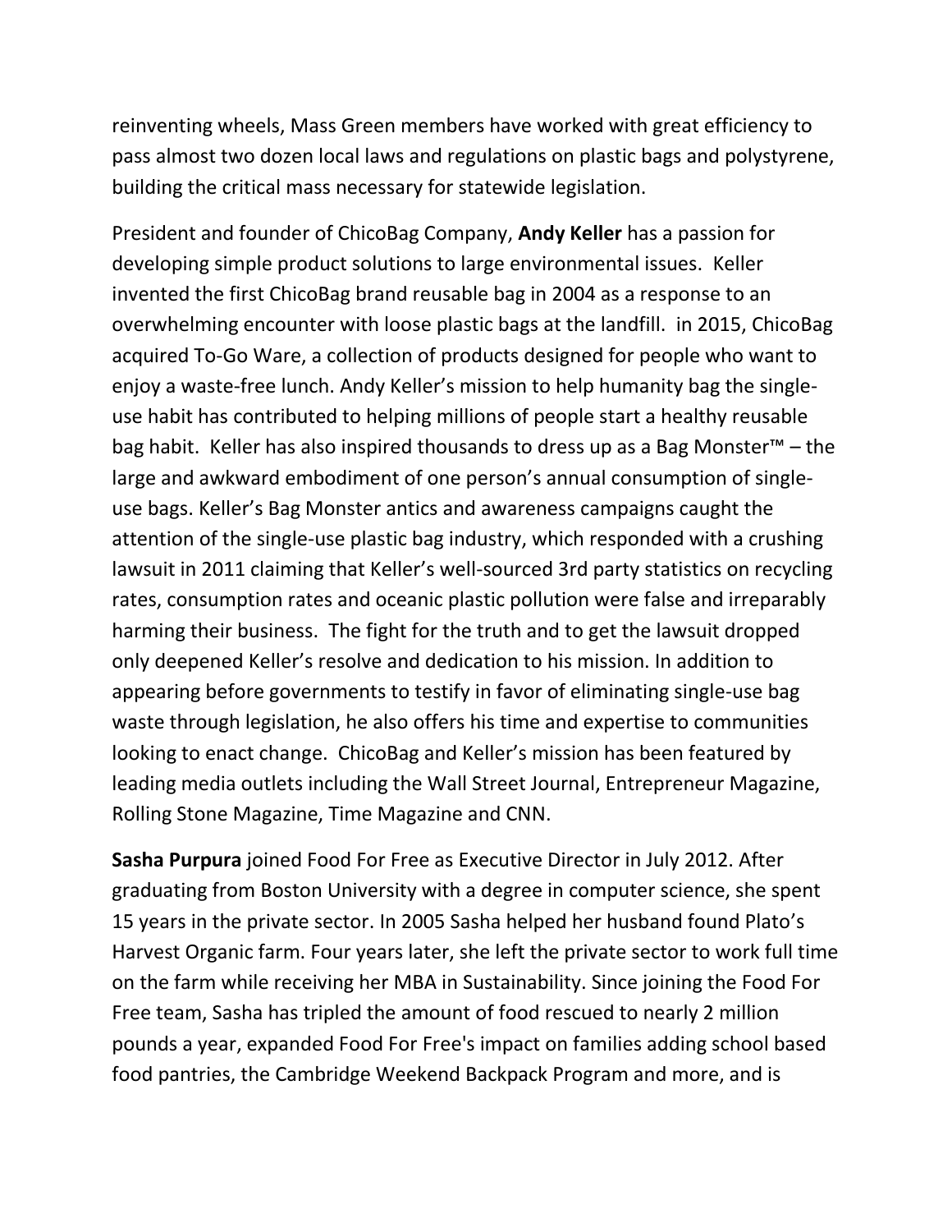reinventing wheels, Mass Green members have worked with great efficiency to pass almost two dozen local laws and regulations on plastic bags and polystyrene, building the critical mass necessary for statewide legislation.

President and founder of ChicoBag Company, **Andy Keller** has a passion for developing simple product solutions to large environmental issues. Keller invented the first ChicoBag brand reusable bag in 2004 as a response to an overwhelming encounter with loose plastic bags at the landfill. in 2015, ChicoBag acquired To-Go Ware, a collection of products designed for people who want to enjoy a waste-free lunch. Andy Keller's mission to help humanity bag the single-use habit has contributed to helping millions of people start a healthy reusable bag habit. Keller has also inspired thousands to dress up as a Bag Monster™ – the large and awkward embodiment of one person's annual consumption of single-use bags. Keller's Bag Monster antics and awareness campaigns caught the attention of the single-use plastic bag industry, which responded with a crushing lawsuit in 2011 claiming that Keller's well-sourced 3rd party statistics on recycling rates, consumption rates and oceanic plastic pollution were false and irreparably harming their business. The fight for the truth and to get the lawsuit dropped only deepened Keller's resolve and dedication to his mission. In addition to appearing before governments to testify in favor of eliminating single-use bag waste through legislation, he also offers his time and expertise to communities looking to enact change. ChicoBag and Keller's mission has been featured by leading media outlets including the Wall Street Journal, Entrepreneur Magazine, Rolling Stone Magazine, Time Magazine and CNN.

**Sasha Purpura** joined Food For Free as Executive Director in July 2012. After graduating from Boston University with a degree in computer science, she spent 15 years in the private sector. In 2005 Sasha helped her husband found Plato's Harvest Organic farm. Four years later, she left the private sector to work full time on the farm while receiving her MBA in Sustainability. Since joining the Food For Free team, Sasha has tripled the amount of food rescued to nearly 2 million pounds a year, expanded Food For Free's impact on families adding school based food pantries, the Cambridge Weekend Backpack Program and more, and is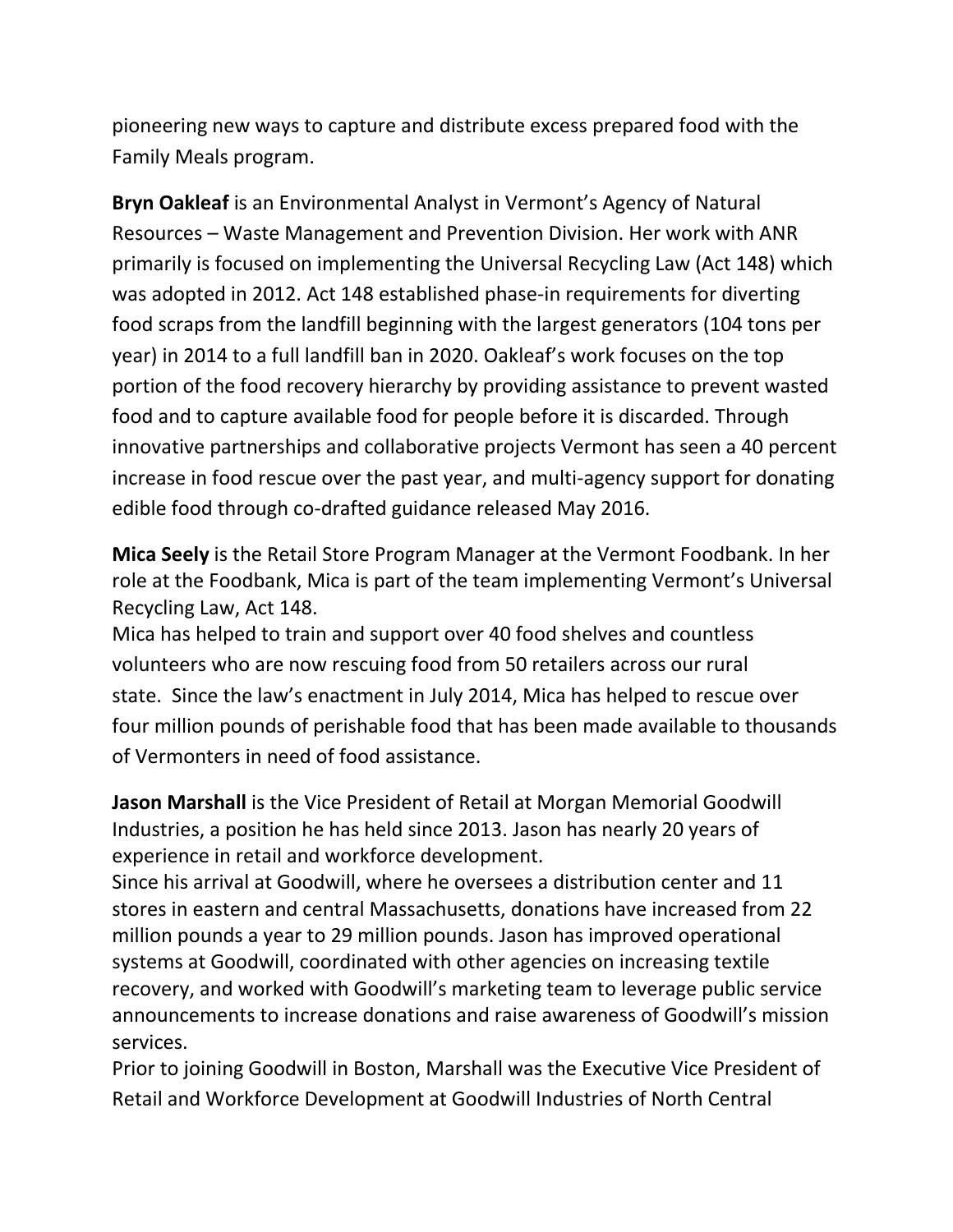pioneering new ways to capture and distribute excess prepared food with the Family Meals program.

**Bryn Oakleaf** is an Environmental Analyst in Vermont's Agency of Natural Resources – Waste Management and Prevention Division. Her work with ANR primarily is focused on implementing the Universal Recycling Law (Act 148) which was adopted in 2012. Act 148 established phase-in requirements for diverting food scraps from the landfill beginning with the largest generators (104 tons per year) in 2014 to a full landfill ban in 2020. Oakleaf's work focuses on the top portion of the food recovery hierarchy by providing assistance to prevent wasted food and to capture available food for people before it is discarded. Through innovative partnerships and collaborative projects Vermont has seen a 40 percent increase in food rescue over the past year, and multi-agency support for donating edible food through co-drafted guidance released May 2016.

**Mica Seely** is the Retail Store Program Manager at the Vermont Foodbank. In her role at the Foodbank, Mica is part of the team implementing Vermont's Universal Recycling Law, Act 148.
Mica has helped to train and support over 40 food shelves and countless volunteers who are now rescuing food from 50 retailers across our rural state. Since the law's enactment in July 2014, Mica has helped to rescue over four million pounds of perishable food that has been made available to thousands of Vermonters in need of food assistance.

**Jason Marshall** is the Vice President of Retail at Morgan Memorial Goodwill Industries, a position he has held since 2013. Jason has nearly 20 years of experience in retail and workforce development.
Since his arrival at Goodwill, where he oversees a distribution center and 11 stores in eastern and central Massachusetts, donations have increased from 22 million pounds a year to 29 million pounds. Jason has improved operational systems at Goodwill, coordinated with other agencies on increasing textile recovery, and worked with Goodwill's marketing team to leverage public service announcements to increase donations and raise awareness of Goodwill's mission services.
Prior to joining Goodwill in Boston, Marshall was the Executive Vice President of Retail and Workforce Development at Goodwill Industries of North Central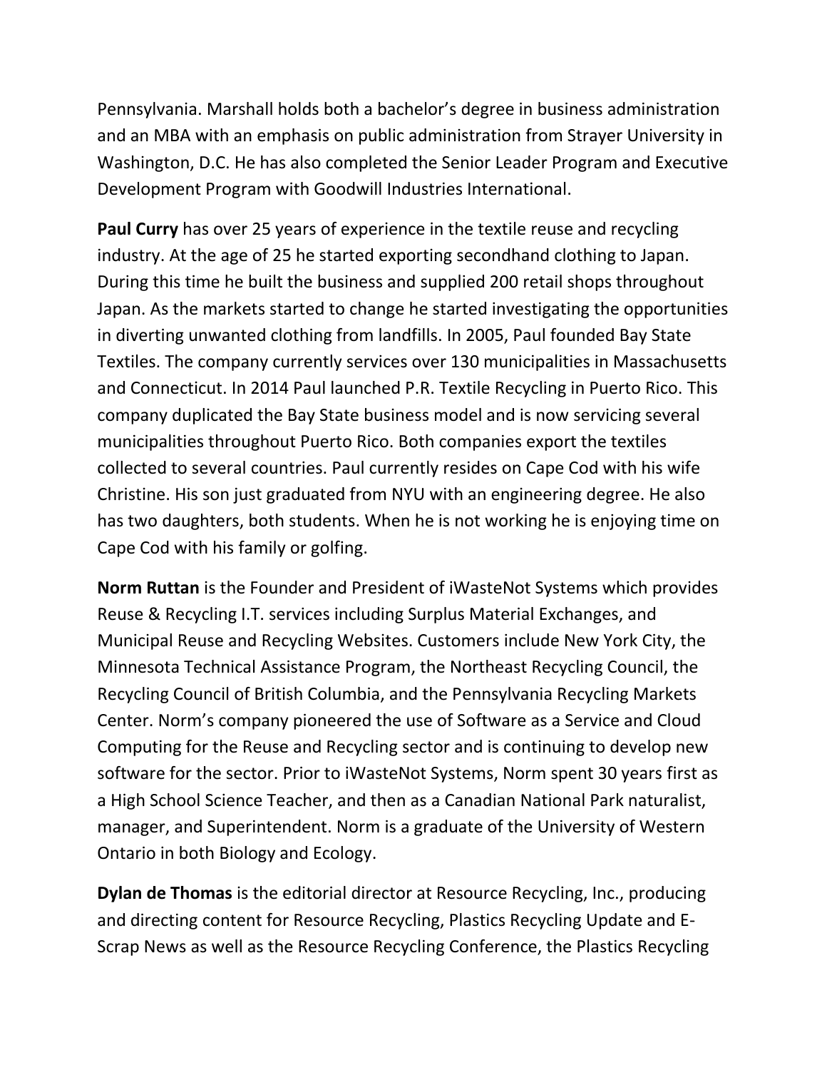Pennsylvania. Marshall holds both a bachelor's degree in business administration and an MBA with an emphasis on public administration from Strayer University in Washington, D.C. He has also completed the Senior Leader Program and Executive Development Program with Goodwill Industries International.

**Paul Curry** has over 25 years of experience in the textile reuse and recycling industry. At the age of 25 he started exporting secondhand clothing to Japan. During this time he built the business and supplied 200 retail shops throughout Japan. As the markets started to change he started investigating the opportunities in diverting unwanted clothing from landfills. In 2005, Paul founded Bay State Textiles. The company currently services over 130 municipalities in Massachusetts and Connecticut. In 2014 Paul launched P.R. Textile Recycling in Puerto Rico. This company duplicated the Bay State business model and is now servicing several municipalities throughout Puerto Rico. Both companies export the textiles collected to several countries. Paul currently resides on Cape Cod with his wife Christine. His son just graduated from NYU with an engineering degree. He also has two daughters, both students. When he is not working he is enjoying time on Cape Cod with his family or golfing.

**Norm Ruttan** is the Founder and President of iWasteNot Systems which provides Reuse & Recycling I.T. services including Surplus Material Exchanges, and Municipal Reuse and Recycling Websites. Customers include New York City, the Minnesota Technical Assistance Program, the Northeast Recycling Council, the Recycling Council of British Columbia, and the Pennsylvania Recycling Markets Center. Norm's company pioneered the use of Software as a Service and Cloud Computing for the Reuse and Recycling sector and is continuing to develop new software for the sector. Prior to iWasteNot Systems, Norm spent 30 years first as a High School Science Teacher, and then as a Canadian National Park naturalist, manager, and Superintendent. Norm is a graduate of the University of Western Ontario in both Biology and Ecology.

**Dylan de Thomas** is the editorial director at Resource Recycling, Inc., producing and directing content for Resource Recycling, Plastics Recycling Update and E-Scrap News as well as the Resource Recycling Conference, the Plastics Recycling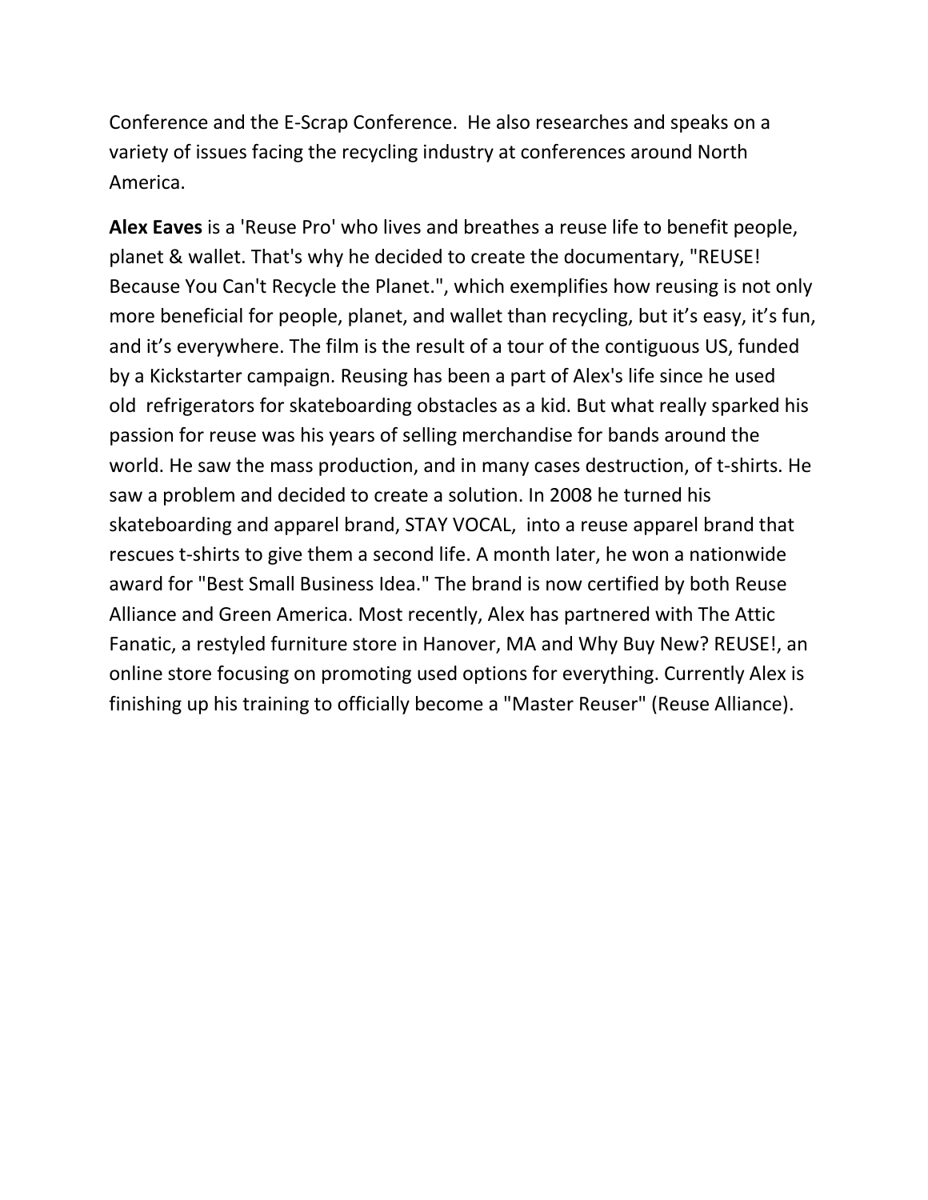Conference and the E-Scrap Conference. He also researches and speaks on a variety of issues facing the recycling industry at conferences around North America.

**Alex Eaves** is a 'Reuse Pro' who lives and breathes a reuse life to benefit people, planet & wallet. That's why he decided to create the documentary, "REUSE! Because You Can't Recycle the Planet.", which exemplifies how reusing is not only more beneficial for people, planet, and wallet than recycling, but it's easy, it's fun, and it's everywhere. The film is the result of a tour of the contiguous US, funded by a Kickstarter campaign. Reusing has been a part of Alex's life since he used old refrigerators for skateboarding obstacles as a kid. But what really sparked his passion for reuse was his years of selling merchandise for bands around the world. He saw the mass production, and in many cases destruction, of t-shirts. He saw a problem and decided to create a solution. In 2008 he turned his skateboarding and apparel brand, STAY VOCAL, into a reuse apparel brand that rescues t-shirts to give them a second life. A month later, he won a nationwide award for "Best Small Business Idea." The brand is now certified by both Reuse Alliance and Green America. Most recently, Alex has partnered with The Attic Fanatic, a restyled furniture store in Hanover, MA and Why Buy New? REUSE!, an online store focusing on promoting used options for everything. Currently Alex is finishing up his training to officially become a "Master Reuser" (Reuse Alliance).